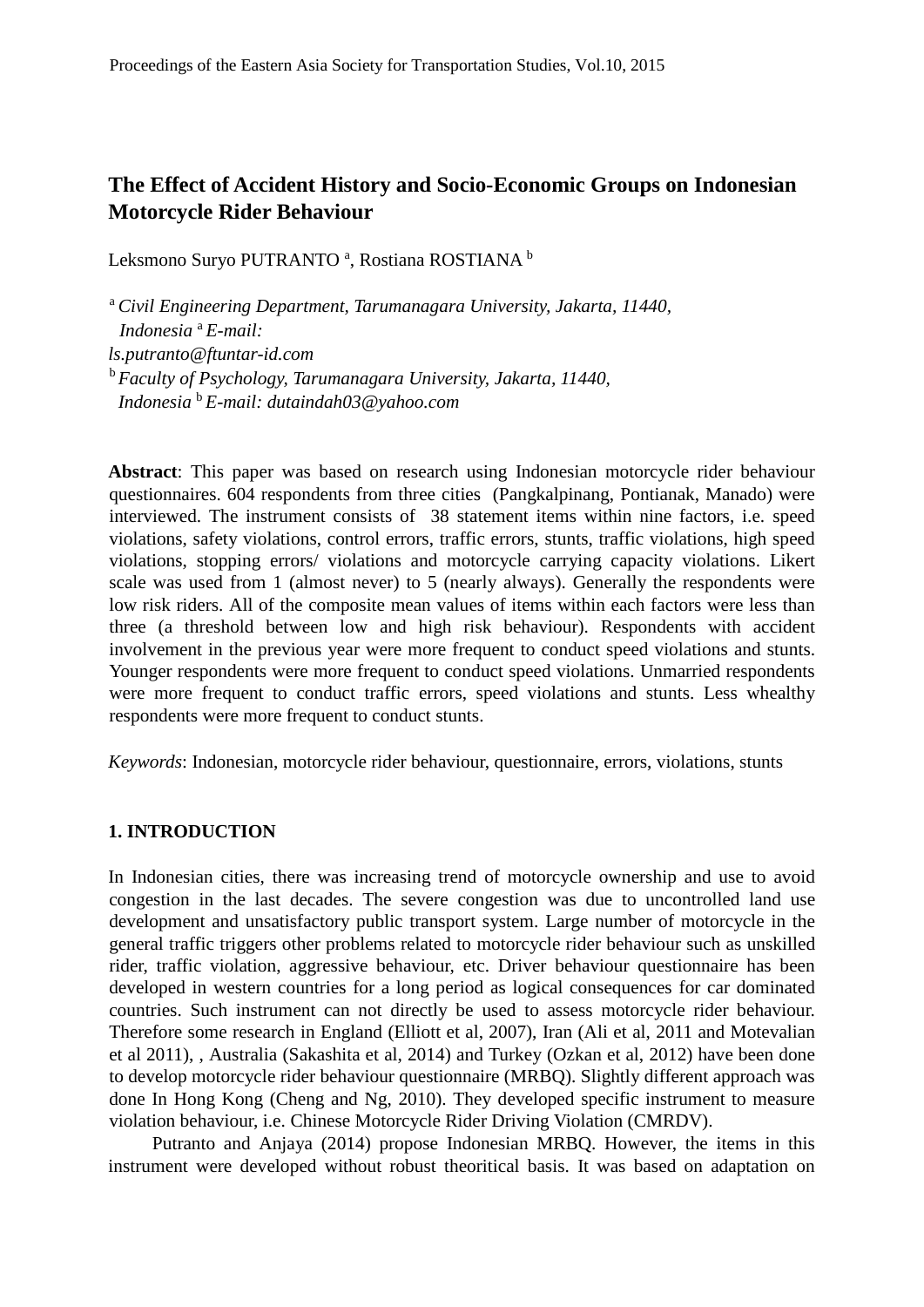# The Effect of Accident History and Socio-Economic Groups on Indonesian Motorcycle Rider Behaviour

Leksmono Suryo PUTRANTO [a], Rostiana ROSTIANA [b]

[a] *Civil Engineering Department, Tarumanagara University, Jakarta, 11440, Indonesia* [a] *E-mail: ls.putranto@ftuntar-id.com*
[b] *Faculty of Psychology, Tarumanagara University, Jakarta, 11440, Indonesia* [b] *E-mail: dutaindah03@yahoo.com*

**Abstract**: This paper was based on research using Indonesian motorcycle rider behaviour questionnaires. 604 respondents from three cities (Pangkalpinang, Pontianak, Manado) were interviewed. The instrument consists of 38 statement items within nine factors, i.e. speed violations, safety violations, control errors, traffic errors, stunts, traffic violations, high speed violations, stopping errors/ violations and motorcycle carrying capacity violations. Likert scale was used from 1 (almost never) to 5 (nearly always). Generally the respondents were low risk riders. All of the composite mean values of items within each factors were less than three (a threshold between low and high risk behaviour). Respondents with accident involvement in the previous year were more frequent to conduct speed violations and stunts. Younger respondents were more frequent to conduct speed violations. Unmarried respondents were more frequent to conduct traffic errors, speed violations and stunts. Less whealthy respondents were more frequent to conduct stunts.

*Keywords*: Indonesian, motorcycle rider behaviour, questionnaire, errors, violations, stunts

## 1. INTRODUCTION

In Indonesian cities, there was increasing trend of motorcycle ownership and use to avoid congestion in the last decades. The severe congestion was due to uncontrolled land use development and unsatisfactory public transport system. Large number of motorcycle in the general traffic triggers other problems related to motorcycle rider behaviour such as unskilled rider, traffic violation, aggressive behaviour, etc. Driver behaviour questionnaire has been developed in western countries for a long period as logical consequences for car dominated countries. Such instrument can not directly be used to assess motorcycle rider behaviour. Therefore some research in England (Elliott et al, 2007), Iran (Ali et al, 2011 and Motevalian et al 2011), , Australia (Sakashita et al, 2014) and Turkey (Ozkan et al, 2012) have been done to develop motorcycle rider behaviour questionnaire (MRBQ). Slightly different approach was done In Hong Kong (Cheng and Ng, 2010). They developed specific instrument to measure violation behaviour, i.e. Chinese Motorcycle Rider Driving Violation (CMRDV).

Putranto and Anjaya (2014) propose Indonesian MRBQ. However, the items in this instrument were developed without robust theoritical basis. It was based on adaptation on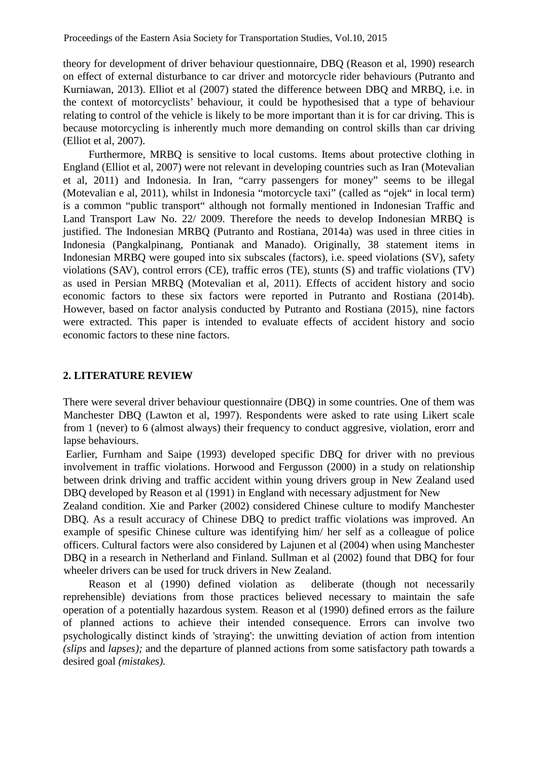theory for development of driver behaviour questionnaire, DBQ (Reason et al, 1990) research on effect of external disturbance to car driver and motorcycle rider behaviours (Putranto and Kurniawan, 2013). Elliot et al (2007) stated the difference between DBQ and MRBQ, i.e. in the context of motorcyclists' behaviour, it could be hypothesised that a type of behaviour relating to control of the vehicle is likely to be more important than it is for car driving. This is because motorcycling is inherently much more demanding on control skills than car driving (Elliot et al, 2007).

Furthermore, MRBQ is sensitive to local customs. Items about protective clothing in England (Elliot et al, 2007) were not relevant in developing countries such as Iran (Motevalian et al, 2011) and Indonesia. In Iran, "carry passengers for money" seems to be illegal (Motevalian e al, 2011), whilst in Indonesia "motorcycle taxi" (called as "ojek" in local term) is a common "public transport" although not formally mentioned in Indonesian Traffic and Land Transport Law No. 22/ 2009. Therefore the needs to develop Indonesian MRBQ is justified. The Indonesian MRBQ (Putranto and Rostiana, 2014a) was used in three cities in Indonesia (Pangkalpinang, Pontianak and Manado). Originally, 38 statement items in Indonesian MRBQ were gouped into six subscales (factors), i.e. speed violations (SV), safety violations (SAV), control errors (CE), traffic erros (TE), stunts (S) and traffic violations (TV) as used in Persian MRBQ (Motevalian et al, 2011). Effects of accident history and socio economic factors to these six factors were reported in Putranto and Rostiana (2014b). However, based on factor analysis conducted by Putranto and Rostiana (2015), nine factors were extracted. This paper is intended to evaluate effects of accident history and socio economic factors to these nine factors.

## 2. LITERATURE REVIEW

There were several driver behaviour questionnaire (DBQ) in some countries. One of them was Manchester DBQ (Lawton et al, 1997). Respondents were asked to rate using Likert scale from 1 (never) to 6 (almost always) their frequency to conduct aggresive, violation, erorr and lapse behaviours.

Earlier, Furnham and Saipe (1993) developed specific DBQ for driver with no previous involvement in traffic violations. Horwood and Fergusson (2000) in a study on relationship between drink driving and traffic accident within young drivers group in New Zealand used DBQ developed by Reason et al (1991) in England with necessary adjustment for New Zealand condition. Xie and Parker (2002) considered Chinese culture to modify Manchester DBQ. As a result accuracy of Chinese DBQ to predict traffic violations was improved. An example of spesific Chinese culture was identifying him/ her self as a colleague of police officers. Cultural factors were also considered by Lajunen et al (2004) when using Manchester DBQ in a research in Netherland and Finland. Sullman et al (2002) found that DBQ for four wheeler drivers can be used for truck drivers in New Zealand.

Reason et al (1990) defined violation as deliberate (though not necessarily reprehensible) deviations from those practices believed necessary to maintain the safe operation of a potentially hazardous system. Reason et al (1990) defined errors as the failure of planned actions to achieve their intended consequence. Errors can involve two psychologically distinct kinds of 'straying': the unwitting deviation of action from intention *(slips* and *lapses);* and the departure of planned actions from some satisfactory path towards a desired goal *(mistakes).*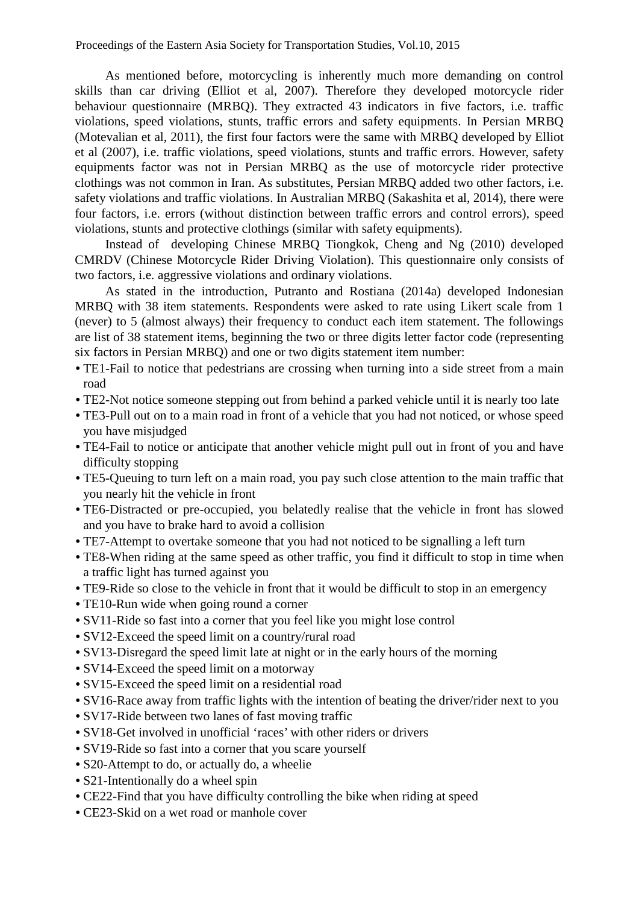As mentioned before, motorcycling is inherently much more demanding on control skills than car driving (Elliot et al, 2007). Therefore they developed motorcycle rider behaviour questionnaire (MRBQ). They extracted 43 indicators in five factors, i.e. traffic violations, speed violations, stunts, traffic errors and safety equipments. In Persian MRBQ (Motevalian et al, 2011), the first four factors were the same with MRBQ developed by Elliot et al (2007), i.e. traffic violations, speed violations, stunts and traffic errors. However, safety equipments factor was not in Persian MRBQ as the use of motorcycle rider protective clothings was not common in Iran. As substitutes, Persian MRBQ added two other factors, i.e. safety violations and traffic violations. In Australian MRBQ (Sakashita et al, 2014), there were four factors, i.e. errors (without distinction between traffic errors and control errors), speed violations, stunts and protective clothings (similar with safety equipments).

Instead of developing Chinese MRBQ Tiongkok, Cheng and Ng (2010) developed CMRDV (Chinese Motorcycle Rider Driving Violation). This questionnaire only consists of two factors, i.e. aggressive violations and ordinary violations.

As stated in the introduction, Putranto and Rostiana (2014a) developed Indonesian MRBQ with 38 item statements. Respondents were asked to rate using Likert scale from 1 (never) to 5 (almost always) their frequency to conduct each item statement. The followings are list of 38 statement items, beginning the two or three digits letter factor code (representing six factors in Persian MRBQ) and one or two digits statement item number:

- TE1-Fail to notice that pedestrians are crossing when turning into a side street from a main road
- TE2-Not notice someone stepping out from behind a parked vehicle until it is nearly too late
- TE3-Pull out on to a main road in front of a vehicle that you had not noticed, or whose speed you have misjudged
- TE4-Fail to notice or anticipate that another vehicle might pull out in front of you and have difficulty stopping
- TE5-Queuing to turn left on a main road, you pay such close attention to the main traffic that you nearly hit the vehicle in front
- TE6-Distracted or pre-occupied, you belatedly realise that the vehicle in front has slowed and you have to brake hard to avoid a collision
- TE7-Attempt to overtake someone that you had not noticed to be signalling a left turn
- TE8-When riding at the same speed as other traffic, you find it difficult to stop in time when a traffic light has turned against you
- TE9-Ride so close to the vehicle in front that it would be difficult to stop in an emergency
- TE10-Run wide when going round a corner
- SV11-Ride so fast into a corner that you feel like you might lose control
- SV12-Exceed the speed limit on a country/rural road
- SV13-Disregard the speed limit late at night or in the early hours of the morning
- SV14-Exceed the speed limit on a motorway
- SV15-Exceed the speed limit on a residential road
- SV16-Race away from traffic lights with the intention of beating the driver/rider next to you
- SV17-Ride between two lanes of fast moving traffic
- SV18-Get involved in unofficial 'races' with other riders or drivers
- SV19-Ride so fast into a corner that you scare yourself
- S20-Attempt to do, or actually do, a wheelie
- S21-Intentionally do a wheel spin
- CE22-Find that you have difficulty controlling the bike when riding at speed
- CE23-Skid on a wet road or manhole cover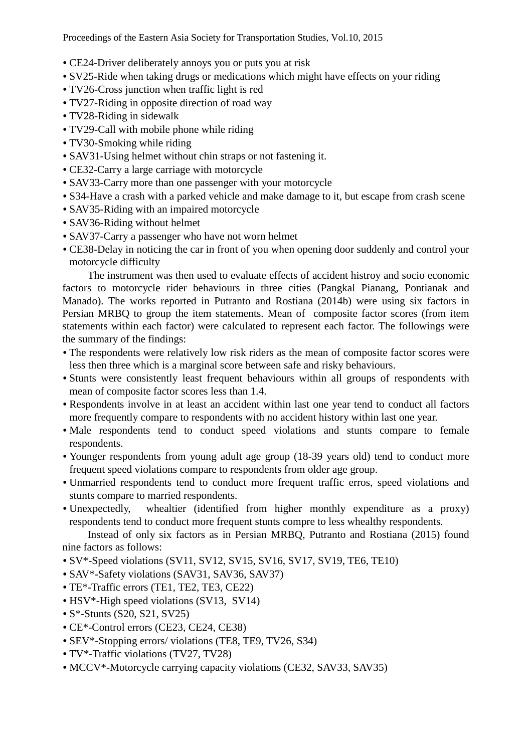- CE24-Driver deliberately annoys you or puts you at risk
- SV25-Ride when taking drugs or medications which might have effects on your riding
- TV26-Cross junction when traffic light is red
- TV27-Riding in opposite direction of road way
- TV28-Riding in sidewalk
- TV29-Call with mobile phone while riding
- TV30-Smoking while riding
- SAV31-Using helmet without chin straps or not fastening it.
- CE32-Carry a large carriage with motorcycle
- SAV33-Carry more than one passenger with your motorcycle
- S34-Have a crash with a parked vehicle and make damage to it, but escape from crash scene
- SAV35-Riding with an impaired motorcycle
- SAV36-Riding without helmet
- SAV37-Carry a passenger who have not worn helmet
- CE38-Delay in noticing the car in front of you when opening door suddenly and control your motorcycle difficulty

The instrument was then used to evaluate effects of accident histroy and socio economic factors to motorcycle rider behaviours in three cities (Pangkal Pianang, Pontianak and Manado). The works reported in Putranto and Rostiana (2014b) were using six factors in Persian MRBQ to group the item statements. Mean of composite factor scores (from item statements within each factor) were calculated to represent each factor. The followings were the summary of the findings:

- The respondents were relatively low risk riders as the mean of composite factor scores were less then three which is a marginal score between safe and risky behaviours.
- Stunts were consistently least frequent behaviours within all groups of respondents with mean of composite factor scores less than 1.4.
- Respondents involve in at least an accident within last one year tend to conduct all factors more frequently compare to respondents with no accident history within last one year.
- Male respondents tend to conduct speed violations and stunts compare to female respondents.
- Younger respondents from young adult age group (18-39 years old) tend to conduct more frequent speed violations compare to respondents from older age group.
- Unmarried respondents tend to conduct more frequent traffic erros, speed violations and stunts compare to married respondents.
- Unexpectedly, whealtier (identified from higher monthly expenditure as a proxy) respondents tend to conduct more frequent stunts compre to less whealthy respondents.

Instead of only six factors as in Persian MRBQ, Putranto and Rostiana (2015) found nine factors as follows:

- SV*-Speed violations (SV11, SV12, SV15, SV16, SV17, SV19, TE6, TE10)
- SAV*-Safety violations (SAV31, SAV36, SAV37)
- TE*-Traffic errors (TE1, TE2, TE3, CE22)
- HSV*-High speed violations (SV13, SV14)
- S*-Stunts (S20, S21, SV25)
- CE*-Control errors (CE23, CE24, CE38)
- SEV*-Stopping errors/ violations (TE8, TE9, TV26, S34)
- TV*-Traffic violations (TV27, TV28)
- MCCV*-Motorcycle carrying capacity violations (CE32, SAV33, SAV35)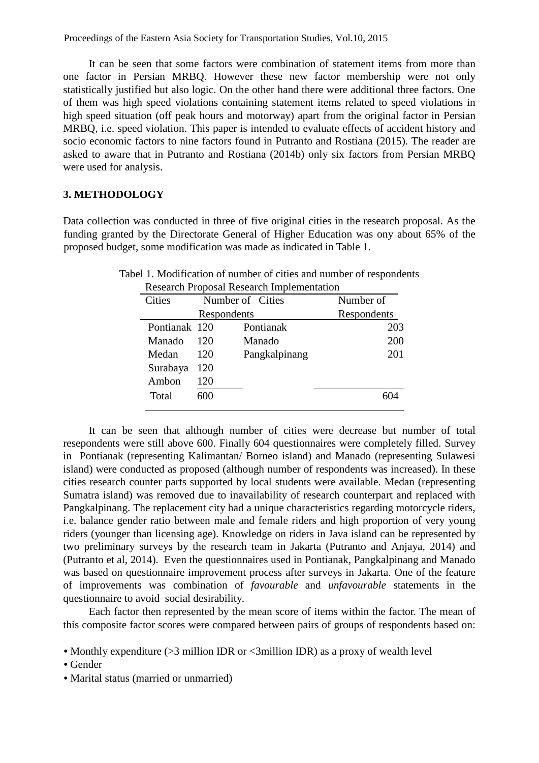It can be seen that some factors were combination of statement items from more than one factor in Persian MRBQ. However these new factor membership were not only statistically justified but also logic. On the other hand there were additional three factors. One of them was high speed violations containing statement items related to speed violations in high speed situation (off peak hours and motorway) apart from the original factor in Persian MRBQ, i.e. speed violation. This paper is intended to evaluate effects of accident history and socio economic factors to nine factors found in Putranto and Rostiana (2015). The reader are asked to aware that in Putranto and Rostiana (2014b) only six factors from Persian MRBQ were used for analysis.

## 3. METHODOLOGY

Data collection was conducted in three of five original cities in the research proposal. As the funding granted by the Directorate General of Higher Education was ony about 65% of the proposed budget, some modification was made as indicated in Table 1.

Tabel 1. Modification of number of cities and number of respondents

| Research Proposal | | Research Implementation | |
|---|---|---|---|
| Cities | Number of Respondents | Cities | Number of Respondents |
| Pontianak | 120 | Pontianak | 203 |
| Manado | 120 | Manado | 200 |
| Medan | 120 | Pangkalpinang | 201 |
| Surabaya | 120 | | |
| Ambon | 120 | | |
| Total | 600 | | 604 |

It can be seen that although number of cities were decrease but number of total resepondents were still above 600. Finally 604 questionnaires were completely filled. Survey in Pontianak (representing Kalimantan/ Borneo island) and Manado (representing Sulawesi island) were conducted as proposed (although number of respondents was increased). In these cities research counter parts supported by local students were available. Medan (representing Sumatra island) was removed due to inavailability of research counterpart and replaced with Pangkalpinang. The replacement city had a unique characteristics regarding motorcycle riders, i.e. balance gender ratio between male and female riders and high proportion of very young riders (younger than licensing age). Knowledge on riders in Java island can be represented by two preliminary surveys by the research team in Jakarta (Putranto and Anjaya, 2014) and (Putranto et al, 2014). Even the questionnaires used in Pontianak, Pangkalpinang and Manado was based on questionnaire improvement process after surveys in Jakarta. One of the feature of improvements was combination of *favourable* and *unfavourable* statements in the questionnaire to avoid social desirability.

Each factor then represented by the mean score of items within the factor. The mean of this composite factor scores were compared between pairs of groups of respondents based on:

- Monthly expenditure (>3 million IDR or <3million IDR) as a proxy of wealth level
- Gender
- Marital status (married or unmarried)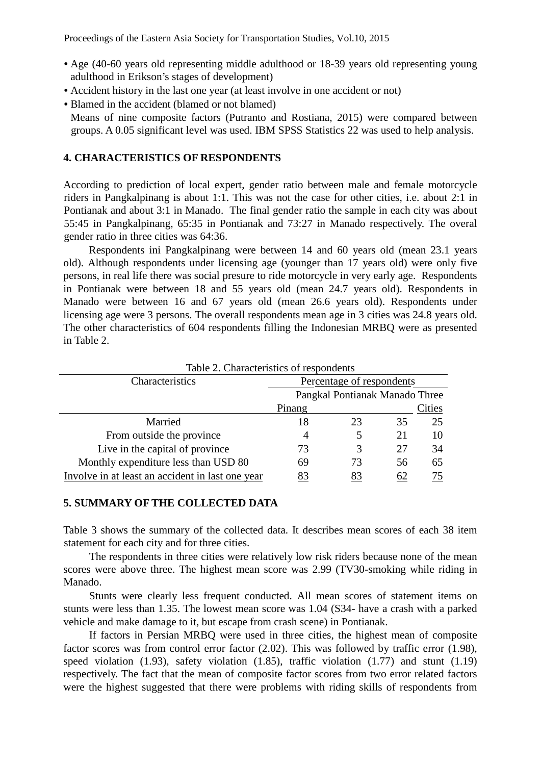- Age (40-60 years old representing middle adulthood or 18-39 years old representing young adulthood in Erikson's stages of development)
- Accident history in the last one year (at least involve in one accident or not)
- Blamed in the accident (blamed or not blamed)

Means of nine composite factors (Putranto and Rostiana, 2015) were compared between groups. A 0.05 significant level was used. IBM SPSS Statistics 22 was used to help analysis.

## 4. CHARACTERISTICS OF RESPONDENTS

According to prediction of local expert, gender ratio between male and female motorcycle riders in Pangkalpinang is about 1:1. This was not the case for other cities, i.e. about 2:1 in Pontianak and about 3:1 in Manado. The final gender ratio the sample in each city was about 55:45 in Pangkalpinang, 65:35 in Pontianak and 73:27 in Manado respectively. The overal gender ratio in three cities was 64:36.

Respondents ini Pangkalpinang were between 14 and 60 years old (mean 23.1 years old). Although respondents under licensing age (younger than 17 years old) were only five persons, in real life there was social presure to ride motorcycle in very early age. Respondents in Pontianak were between 18 and 55 years old (mean 24.7 years old). Respondents in Manado were between 16 and 67 years old (mean 26.6 years old). Respondents under licensing age were 3 persons. The overall respondents mean age in 3 cities was 24.8 years old. The other characteristics of 604 respondents filling the Indonesian MRBQ were as presented in Table 2.

Table 2. Characteristics of respondents

| Characteristics | Percentage of respondents | | | |
|---|---|---|---|---|
| | Pangkal Pinang | Pontianak | Manado | Three Cities |
| Married | 18 | 23 | 35 | 25 |
| From outside the province | 4 | 5 | 21 | 10 |
| Live in the capital of province | 73 | 3 | 27 | 34 |
| Monthly expenditure less than USD 80 | 69 | 73 | 56 | 65 |
| Involve in at least an accident in last one year | 83 | 83 | 62 | 75 |

## 5. SUMMARY OF THE COLLECTED DATA

Table 3 shows the summary of the collected data. It describes mean scores of each 38 item statement for each city and for three cities.

The respondents in three cities were relatively low risk riders because none of the mean scores were above three. The highest mean score was 2.99 (TV30-smoking while riding in Manado.

Stunts were clearly less frequent conducted. All mean scores of statement items on stunts were less than 1.35. The lowest mean score was 1.04 (S34- have a crash with a parked vehicle and make damage to it, but escape from crash scene) in Pontianak.

If factors in Persian MRBQ were used in three cities, the highest mean of composite factor scores was from control error factor (2.02). This was followed by traffic error (1.98), speed violation (1.93), safety violation (1.85), traffic violation (1.77) and stunt (1.19) respectively. The fact that the mean of composite factor scores from two error related factors were the highest suggested that there were problems with riding skills of respondents from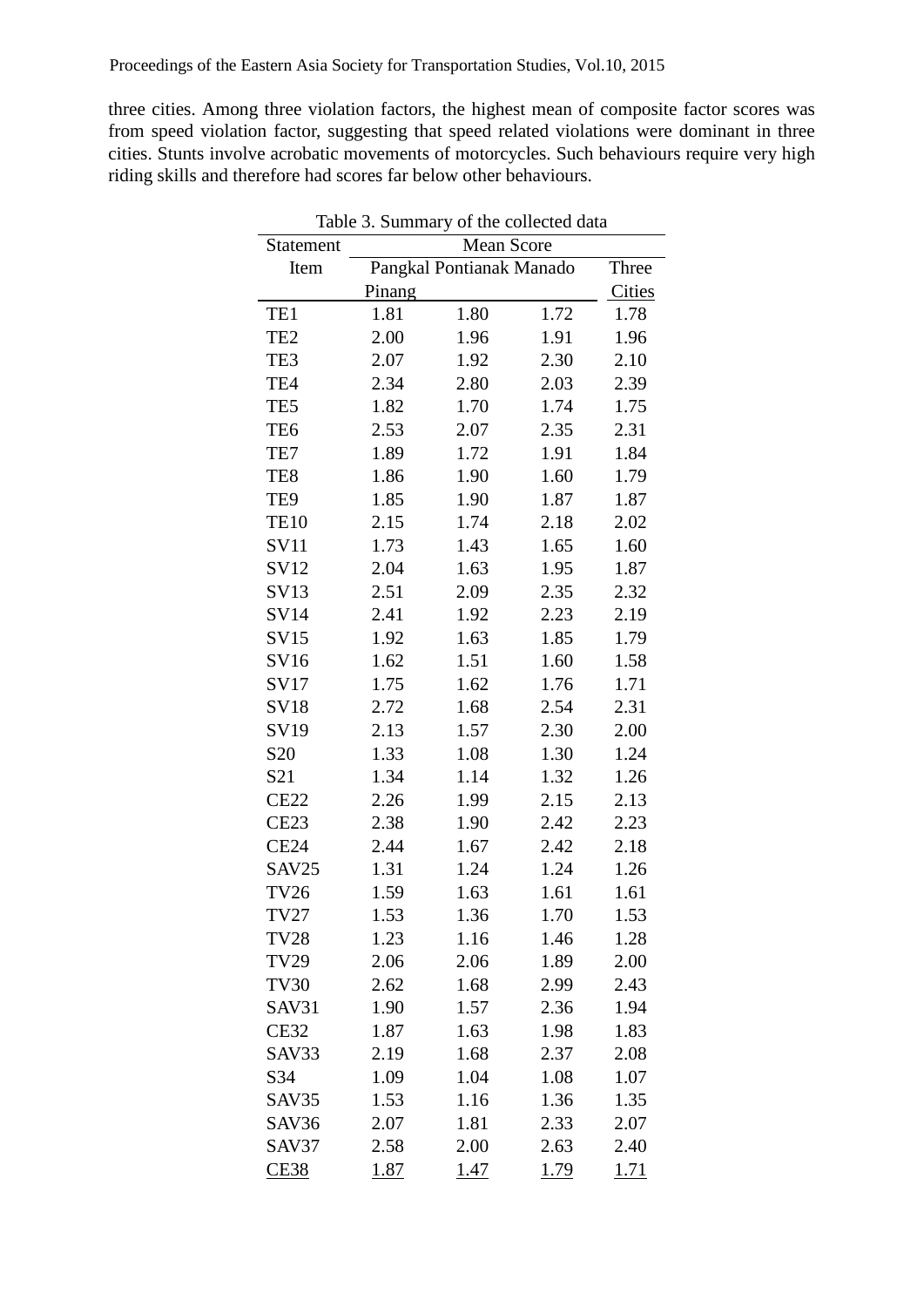three cities. Among three violation factors, the highest mean of composite factor scores was from speed violation factor, suggesting that speed related violations were dominant in three cities. Stunts involve acrobatic movements of motorcycles. Such behaviours require very high riding skills and therefore had scores far below other behaviours.

Table 3. Summary of the collected data

| Statement Item | Mean Score | | | |
|---|---|---|---|---|
| | Pangkal Pinang | Pontianak | Manado | Three Cities |
| TE1 | 1.81 | 1.80 | 1.72 | 1.78 |
| TE2 | 2.00 | 1.96 | 1.91 | 1.96 |
| TE3 | 2.07 | 1.92 | 2.30 | 2.10 |
| TE4 | 2.34 | 2.80 | 2.03 | 2.39 |
| TE5 | 1.82 | 1.70 | 1.74 | 1.75 |
| TE6 | 2.53 | 2.07 | 2.35 | 2.31 |
| TE7 | 1.89 | 1.72 | 1.91 | 1.84 |
| TE8 | 1.86 | 1.90 | 1.60 | 1.79 |
| TE9 | 1.85 | 1.90 | 1.87 | 1.87 |
| TE10 | 2.15 | 1.74 | 2.18 | 2.02 |
| SV11 | 1.73 | 1.43 | 1.65 | 1.60 |
| SV12 | 2.04 | 1.63 | 1.95 | 1.87 |
| SV13 | 2.51 | 2.09 | 2.35 | 2.32 |
| SV14 | 2.41 | 1.92 | 2.23 | 2.19 |
| SV15 | 1.92 | 1.63 | 1.85 | 1.79 |
| SV16 | 1.62 | 1.51 | 1.60 | 1.58 |
| SV17 | 1.75 | 1.62 | 1.76 | 1.71 |
| SV18 | 2.72 | 1.68 | 2.54 | 2.31 |
| SV19 | 2.13 | 1.57 | 2.30 | 2.00 |
| S20 | 1.33 | 1.08 | 1.30 | 1.24 |
| S21 | 1.34 | 1.14 | 1.32 | 1.26 |
| CE22 | 2.26 | 1.99 | 2.15 | 2.13 |
| CE23 | 2.38 | 1.90 | 2.42 | 2.23 |
| CE24 | 2.44 | 1.67 | 2.42 | 2.18 |
| SAV25 | 1.31 | 1.24 | 1.24 | 1.26 |
| TV26 | 1.59 | 1.63 | 1.61 | 1.61 |
| TV27 | 1.53 | 1.36 | 1.70 | 1.53 |
| TV28 | 1.23 | 1.16 | 1.46 | 1.28 |
| TV29 | 2.06 | 2.06 | 1.89 | 2.00 |
| TV30 | 2.62 | 1.68 | 2.99 | 2.43 |
| SAV31 | 1.90 | 1.57 | 2.36 | 1.94 |
| CE32 | 1.87 | 1.63 | 1.98 | 1.83 |
| SAV33 | 2.19 | 1.68 | 2.37 | 2.08 |
| S34 | 1.09 | 1.04 | 1.08 | 1.07 |
| SAV35 | 1.53 | 1.16 | 1.36 | 1.35 |
| SAV36 | 2.07 | 1.81 | 2.33 | 2.07 |
| SAV37 | 2.58 | 2.00 | 2.63 | 2.40 |
| CE38 | 1.87 | 1.47 | 1.79 | 1.71 |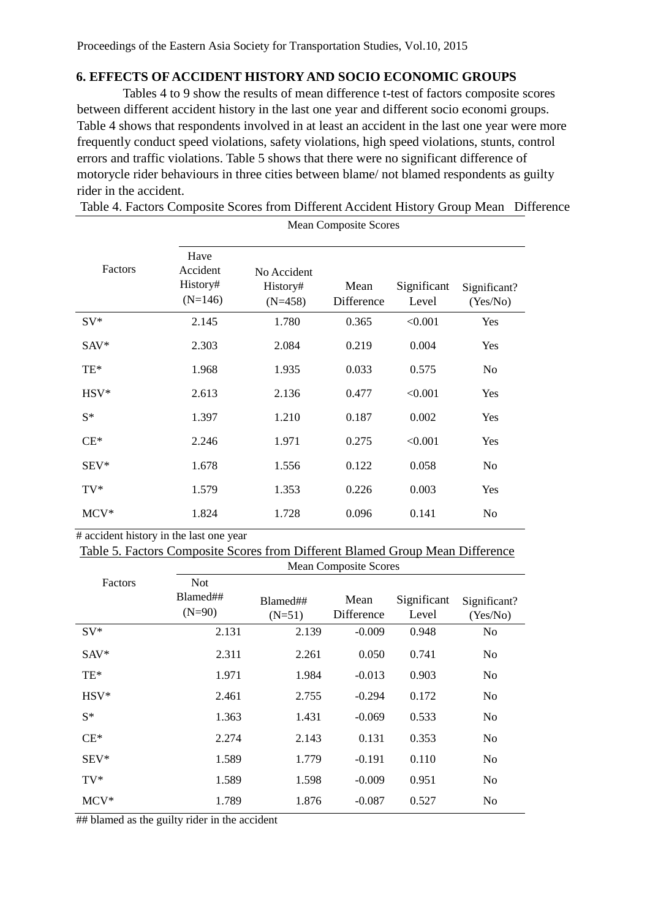## 6. EFFECTS OF ACCIDENT HISTORY AND SOCIO ECONOMIC GROUPS

Tables 4 to 9 show the results of mean difference t-test of factors composite scores between different accident history in the last one year and different socio economi groups. Table 4 shows that respondents involved in at least an accident in the last one year were more frequently conduct speed violations, safety violations, high speed violations, stunts, control errors and traffic violations. Table 5 shows that there were no significant difference of motorycle rider behaviours in three cities between blame/ not blamed respondents as guilty rider in the accident.

Table 4. Factors Composite Scores from Different Accident History Group Mean Difference

| Factors | Mean Composite Scores | | | | |
|---|---|---|---|---|---|
| | Have Accident History# (N=146) | No Accident History# (N=458) | Mean Difference | Significant Level | Significant? (Yes/No) |
| SV* | 2.145 | 1.780 | 0.365 | <0.001 | Yes |
| SAV* | 2.303 | 2.084 | 0.219 | 0.004 | Yes |
| TE* | 1.968 | 1.935 | 0.033 | 0.575 | No |
| HSV* | 2.613 | 2.136 | 0.477 | <0.001 | Yes |
| S* | 1.397 | 1.210 | 0.187 | 0.002 | Yes |
| CE* | 2.246 | 1.971 | 0.275 | <0.001 | Yes |
| SEV* | 1.678 | 1.556 | 0.122 | 0.058 | No |
| TV* | 1.579 | 1.353 | 0.226 | 0.003 | Yes |
| MCV* | 1.824 | 1.728 | 0.096 | 0.141 | No |

# accident history in the last one year

Table 5. Factors Composite Scores from Different Blamed Group Mean Difference

| Factors | Mean Composite Scores | | | | |
|---|---|---|---|---|---|
| | Not Blamed## (N=90) | Blamed## (N=51) | Mean Difference | Significant Level | Significant? (Yes/No) |
| SV* | 2.131 | 2.139 | -0.009 | 0.948 | No |
| SAV* | 2.311 | 2.261 | 0.050 | 0.741 | No |
| TE* | 1.971 | 1.984 | -0.013 | 0.903 | No |
| HSV* | 2.461 | 2.755 | -0.294 | 0.172 | No |
| S* | 1.363 | 1.431 | -0.069 | 0.533 | No |
| CE* | 2.274 | 2.143 | 0.131 | 0.353 | No |
| SEV* | 1.589 | 1.779 | -0.191 | 0.110 | No |
| TV* | 1.589 | 1.598 | -0.009 | 0.951 | No |
| MCV* | 1.789 | 1.876 | -0.087 | 0.527 | No |

## blamed as the guilty rider in the accident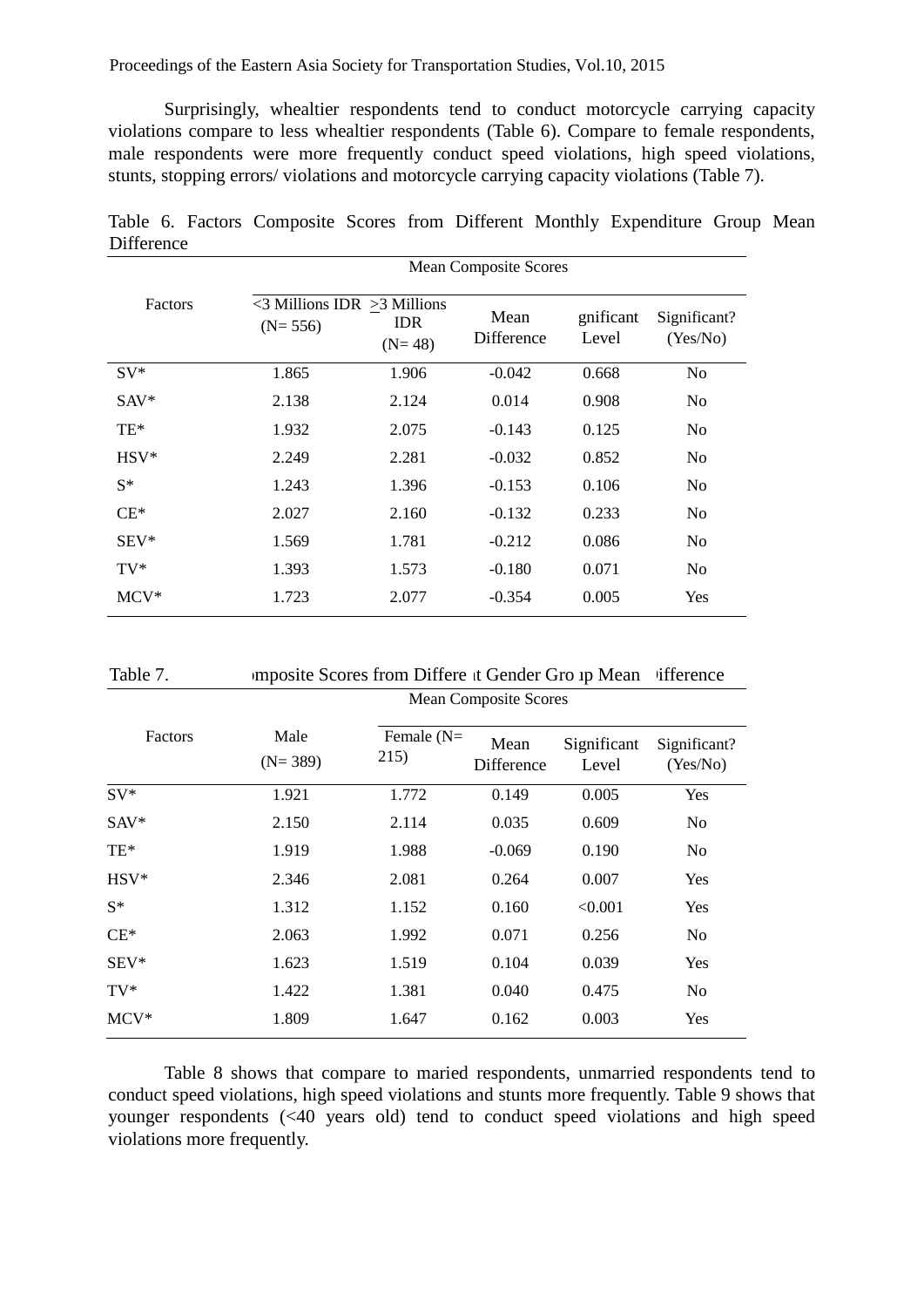Surprisingly, whealtier respondents tend to conduct motorcycle carrying capacity violations compare to less whealtier respondents (Table 6). Compare to female respondents, male respondents were more frequently conduct speed violations, high speed violations, stunts, stopping errors/ violations and motorcycle carrying capacity violations (Table 7).

Table 6. Factors Composite Scores from Different Monthly Expenditure Group Mean Difference

| Factors | Mean Composite Scores | | | | |
|---|---|---|---|---|---|
| | <3 Millions IDR (N= 556) | >3 Millions IDR (N= 48) | Mean Difference | gnificant Level | Significant? (Yes/No) |
| SV* | 1.865 | 1.906 | -0.042 | 0.668 | No |
| SAV* | 2.138 | 2.124 | 0.014 | 0.908 | No |
| TE* | 1.932 | 2.075 | -0.143 | 0.125 | No |
| HSV* | 2.249 | 2.281 | -0.032 | 0.852 | No |
| S* | 1.243 | 1.396 | -0.153 | 0.106 | No |
| CE* | 2.027 | 2.160 | -0.132 | 0.233 | No |
| SEV* | 1.569 | 1.781 | -0.212 | 0.086 | No |
| TV* | 1.393 | 1.573 | -0.180 | 0.071 | No |
| MCV* | 1.723 | 2.077 | -0.354 | 0.005 | Yes |

Table 7. ımposite Scores from Differe ıt Gender Gro ıp Mean ıifference

| Factors | Mean Composite Scores | | | | |
|---|---|---|---|---|---|
| | Male (N= 389) | Female (N= 215) | Mean Difference | Significant Level | Significant? (Yes/No) |
| SV* | 1.921 | 1.772 | 0.149 | 0.005 | Yes |
| SAV* | 2.150 | 2.114 | 0.035 | 0.609 | No |
| TE* | 1.919 | 1.988 | -0.069 | 0.190 | No |
| HSV* | 2.346 | 2.081 | 0.264 | 0.007 | Yes |
| S* | 1.312 | 1.152 | 0.160 | <0.001 | Yes |
| CE* | 2.063 | 1.992 | 0.071 | 0.256 | No |
| SEV* | 1.623 | 1.519 | 0.104 | 0.039 | Yes |
| TV* | 1.422 | 1.381 | 0.040 | 0.475 | No |
| MCV* | 1.809 | 1.647 | 0.162 | 0.003 | Yes |

Table 8 shows that compare to maried respondents, unmarried respondents tend to conduct speed violations, high speed violations and stunts more frequently. Table 9 shows that younger respondents (<40 years old) tend to conduct speed violations and high speed violations more frequently.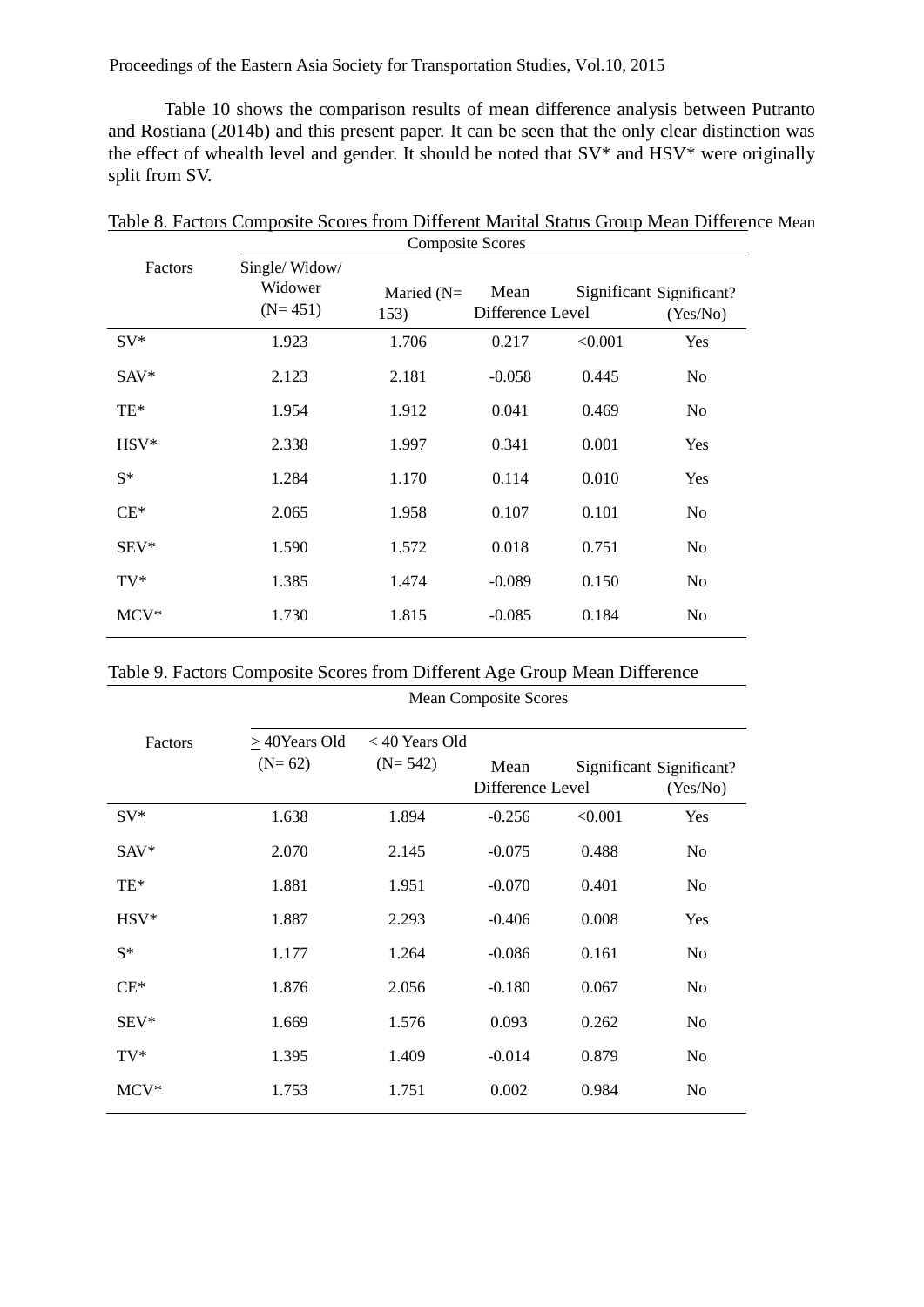Table 10 shows the comparison results of mean difference analysis between Putranto and Rostiana (2014b) and this present paper. It can be seen that the only clear distinction was the effect of whealth level and gender. It should be noted that SV* and HSV* were originally split from SV.

Table 8. Factors Composite Scores from Different Marital Status Group Mean Difference

| Factors | Mean Composite Scores | | | | |
|---|---|---|---|---|---|
| | Single/ Widow/ Widower (N= 451) | Maried (N= 153) | Mean Difference | Significant Level | Significant? (Yes/No) |
| SV* | 1.923 | 1.706 | 0.217 | <0.001 | Yes |
| SAV* | 2.123 | 2.181 | -0.058 | 0.445 | No |
| TE* | 1.954 | 1.912 | 0.041 | 0.469 | No |
| HSV* | 2.338 | 1.997 | 0.341 | 0.001 | Yes |
| S* | 1.284 | 1.170 | 0.114 | 0.010 | Yes |
| CE* | 2.065 | 1.958 | 0.107 | 0.101 | No |
| SEV* | 1.590 | 1.572 | 0.018 | 0.751 | No |
| TV* | 1.385 | 1.474 | -0.089 | 0.150 | No |
| MCV* | 1.730 | 1.815 | -0.085 | 0.184 | No |

Table 9. Factors Composite Scores from Different Age Group Mean Difference

| Factors | Mean Composite Scores | | | | |
|---|---|---|---|---|---|
| | > 40Years Old (N= 62) | < 40 Years Old (N= 542) | Mean Difference | Significant Level | Significant? (Yes/No) |
| SV* | 1.638 | 1.894 | -0.256 | <0.001 | Yes |
| SAV* | 2.070 | 2.145 | -0.075 | 0.488 | No |
| TE* | 1.881 | 1.951 | -0.070 | 0.401 | No |
| HSV* | 1.887 | 2.293 | -0.406 | 0.008 | Yes |
| S* | 1.177 | 1.264 | -0.086 | 0.161 | No |
| CE* | 1.876 | 2.056 | -0.180 | 0.067 | No |
| SEV* | 1.669 | 1.576 | 0.093 | 0.262 | No |
| TV* | 1.395 | 1.409 | -0.014 | 0.879 | No |
| MCV* | 1.753 | 1.751 | 0.002 | 0.984 | No |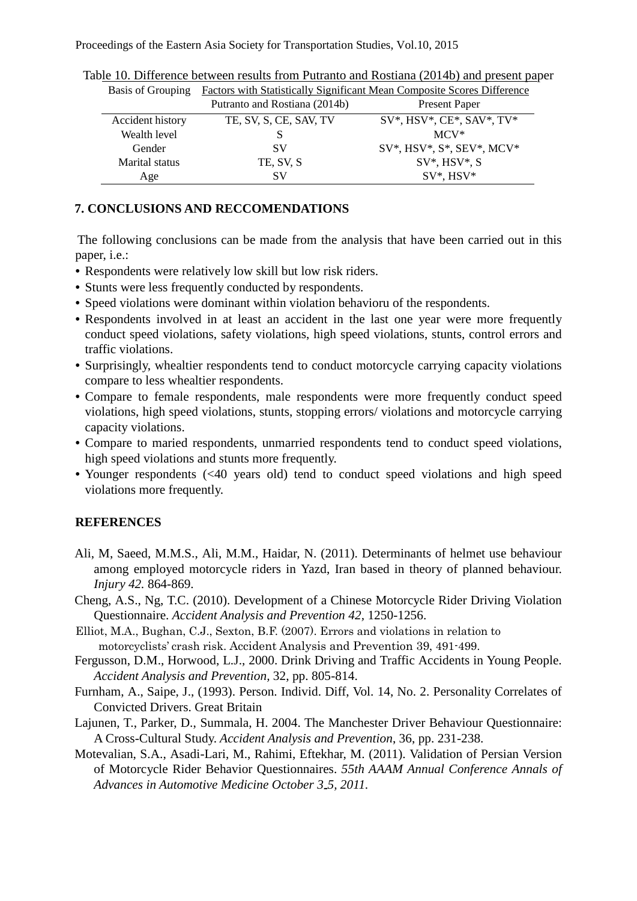Table 10. Difference between results from Putranto and Rostiana (2014b) and present paper

| Basis of Grouping | Factors with Statistically Significant Mean Composite Scores Difference | |
|---|---|---|
| | Putranto and Rostiana (2014b) | Present Paper |
| Accident history | TE, SV, S, CE, SAV, TV | SV*, HSV*, CE*, SAV*, TV* |
| Wealth level | S | MCV* |
| Gender | SV | SV*, HSV*, S*, SEV*, MCV* |
| Marital status | TE, SV, S | SV*, HSV*, S |
| Age | SV | SV*, HSV* |

## 7. CONCLUSIONS AND RECCOMENDATIONS

The following conclusions can be made from the analysis that have been carried out in this paper, i.e.:

- Respondents were relatively low skill but low risk riders.
- Stunts were less frequently conducted by respondents.
- Speed violations were dominant within violation behavioru of the respondents.
- Respondents involved in at least an accident in the last one year were more frequently conduct speed violations, safety violations, high speed violations, stunts, control errors and traffic violations.
- Surprisingly, whealtier respondents tend to conduct motorcycle carrying capacity violations compare to less whealtier respondents.
- Compare to female respondents, male respondents were more frequently conduct speed violations, high speed violations, stunts, stopping errors/ violations and motorcycle carrying capacity violations.
- Compare to maried respondents, unmarried respondents tend to conduct speed violations, high speed violations and stunts more frequently.
- Younger respondents (<40 years old) tend to conduct speed violations and high speed violations more frequently.

## REFERENCES

Ali, M, Saeed, M.M.S., Ali, M.M., Haidar, N. (2011). Determinants of helmet use behaviour among employed motorcycle riders in Yazd, Iran based in theory of planned behaviour. *Injury 42*. 864-869.

Cheng, A.S., Ng, T.C. (2010). Development of a Chinese Motorcycle Rider Driving Violation Questionnaire. *Accident Analysis and Prevention 42*, 1250-1256.

Elliot, M.A., Bughan, C.J., Sexton, B.F. (2007). Errors and violations in relation to motorcyclists' crash risk. Accident Analysis and Prevention 39, 491-499.

Fergusson, D.M., Horwood, L.J., 2000. Drink Driving and Traffic Accidents in Young People. *Accident Analysis and Prevention*, 32, pp. 805-814.

Furnham, A., Saipe, J., (1993). Person. Individ. Diff, Vol. 14, No. 2. Personality Correlates of Convicted Drivers. Great Britain

Lajunen, T., Parker, D., Summala, H. 2004. The Manchester Driver Behaviour Questionnaire: A Cross-Cultural Study. *Accident Analysis and Prevention*, 36, pp. 231-238.

Motevalian, S.A., Asadi-Lari, M., Rahimi, Eftekhar, M. (2011). Validation of Persian Version of Motorcycle Rider Behavior Questionnaires. *55th AAAM Annual Conference Annals of Advances in Automotive Medicine October 3 5, 2011.*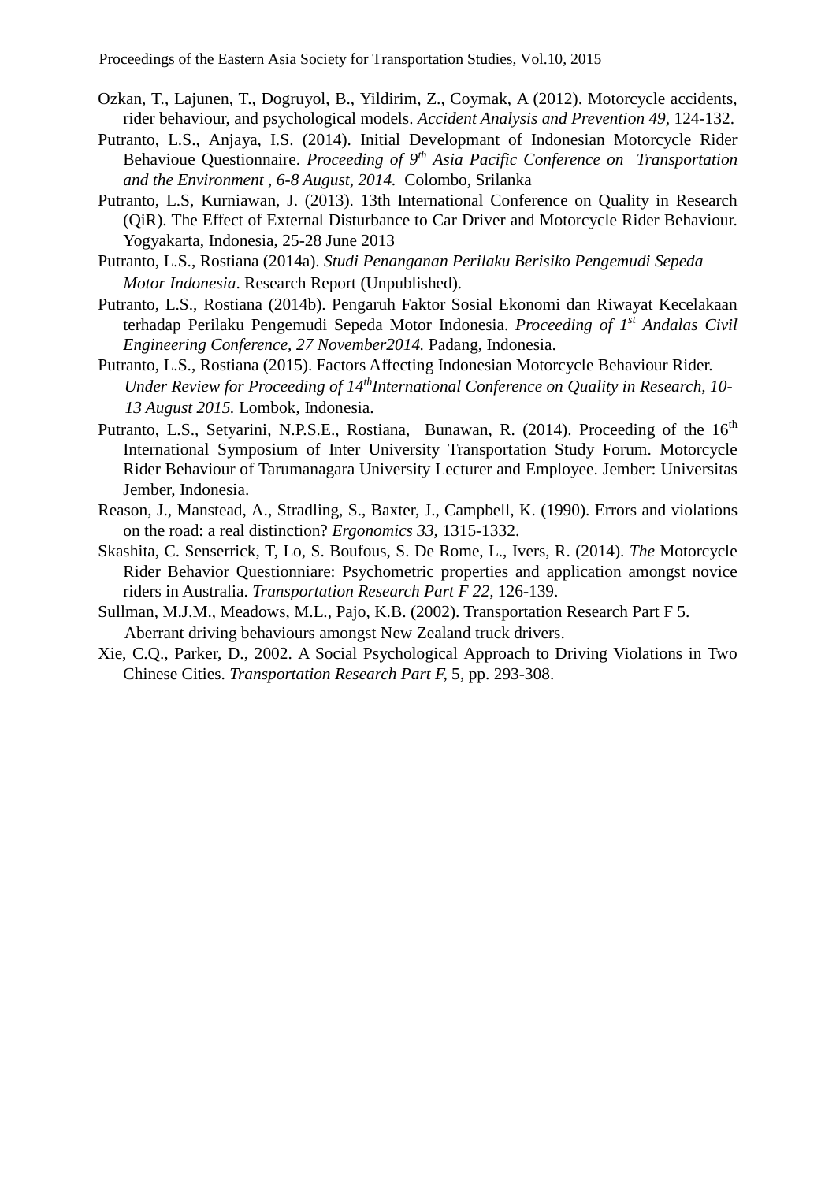Ozkan, T., Lajunen, T., Dogruyol, B., Yildirim, Z., Coymak, A (2012). Motorcycle accidents, rider behaviour, and psychological models. *Accident Analysis and Prevention 49*, 124-132.

Putranto, L.S., Anjaya, I.S. (2014). Initial Developmant of Indonesian Motorcycle Rider Behavioue Questionnaire. *Proceeding of 9th Asia Pacific Conference on Transportation and the Environment , 6-8 August, 2014.* Colombo, Srilanka

Putranto, L.S, Kurniawan, J. (2013). 13th International Conference on Quality in Research (QiR). The Effect of External Disturbance to Car Driver and Motorcycle Rider Behaviour. Yogyakarta, Indonesia, 25-28 June 2013

Putranto, L.S., Rostiana (2014a). *Studi Penanganan Perilaku Berisiko Pengemudi Sepeda Motor Indonesia*. Research Report (Unpublished).

Putranto, L.S., Rostiana (2014b). Pengaruh Faktor Sosial Ekonomi dan Riwayat Kecelakaan terhadap Perilaku Pengemudi Sepeda Motor Indonesia. *Proceeding of 1st Andalas Civil Engineering Conference, 27 November2014.* Padang, Indonesia.

Putranto, L.S., Rostiana (2015). Factors Affecting Indonesian Motorcycle Behaviour Rider. *Under Review for Proceeding of 14thInternational Conference on Quality in Research, 10-13 August 2015.* Lombok, Indonesia.

Putranto, L.S., Setyarini, N.P.S.E., Rostiana, Bunawan, R. (2014). Proceeding of the 16th International Symposium of Inter University Transportation Study Forum. Motorcycle Rider Behaviour of Tarumanagara University Lecturer and Employee. Jember: Universitas Jember, Indonesia.

Reason, J., Manstead, A., Stradling, S., Baxter, J., Campbell, K. (1990). Errors and violations on the road: a real distinction? *Ergonomics 33*, 1315-1332.

Skashita, C. Senserrick, T, Lo, S. Boufous, S. De Rome, L., Ivers, R. (2014). *The* Motorcycle Rider Behavior Questionniare: Psychometric properties and application amongst novice riders in Australia. *Transportation Research Part F 22*, 126-139.

Sullman, M.J.M., Meadows, M.L., Pajo, K.B. (2002). Transportation Research Part F 5. Aberrant driving behaviours amongst New Zealand truck drivers.

Xie, C.Q., Parker, D., 2002. A Social Psychological Approach to Driving Violations in Two Chinese Cities. *Transportation Research Part F,* 5, pp. 293-308.